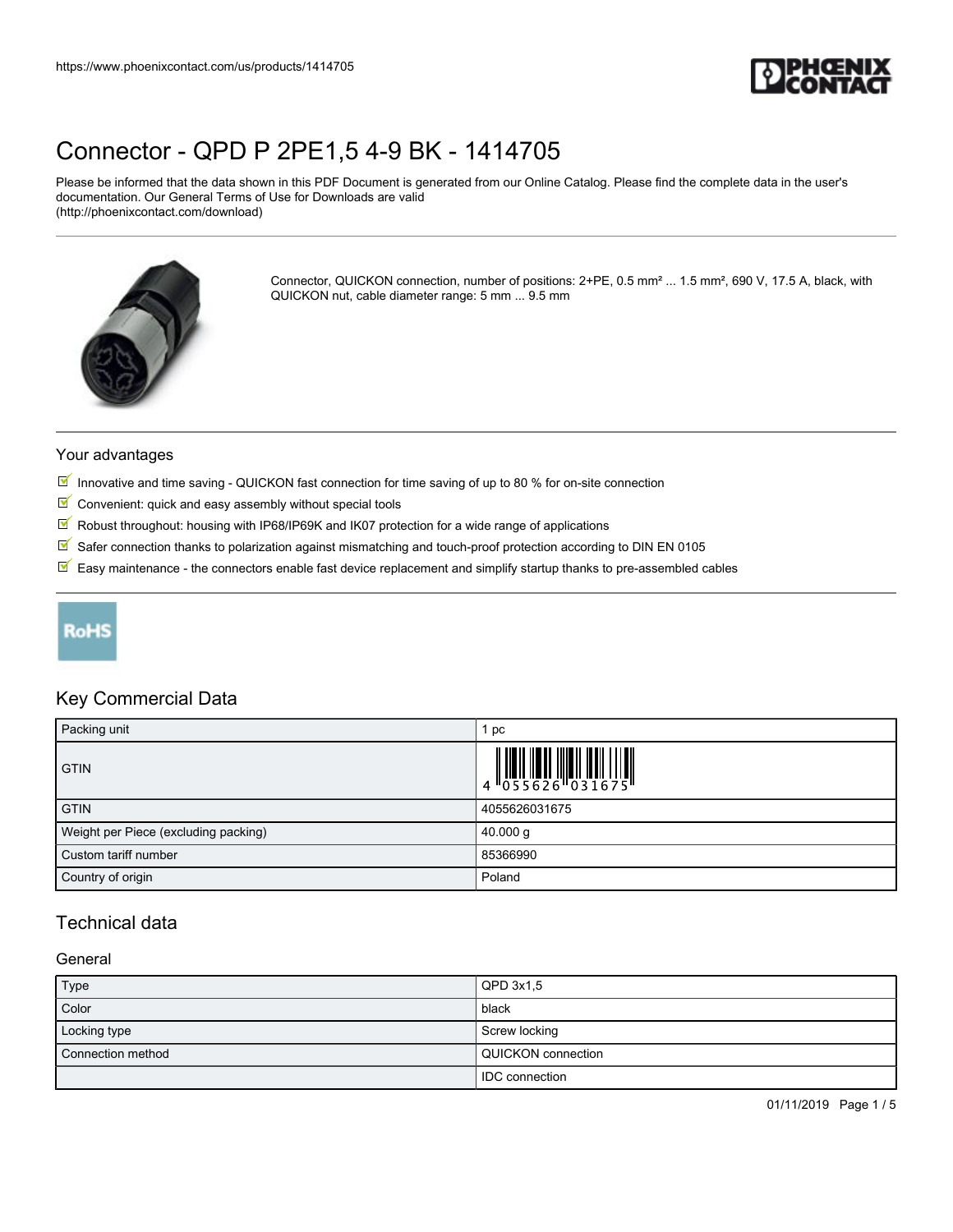# Connector - QPD P 2PE1,5 4-9 BK - 1414705

Please be informed that the data shown in this PDF Document is generated from our Online Catalog. Please find the complete data in the user's documentation. Our General Terms of Use for Downloads are valid (http://phoenixcontact.com/download)

Connector, QUICKON connection, number of positions: 2+PE, 0.5 mm² ... 1.5 mm², 690 V, 17.5 A, black, with QUICKON nut, cable diameter range: 5 mm ... 9.5 mm

## Your advantages

- Innovative and time saving - QUICKON fast connection for time saving of up to 80 % for on-site connection
- Convenient: quick and easy assembly without special tools
- Robust throughout: housing with IP68/IP69K and IK07 protection for a wide range of applications
- Safer connection thanks to polarization against mismatching and touch-proof protection according to DIN EN 0105
- Easy maintenance - the connectors enable fast device replacement and simplify startup thanks to pre-assembled cables

RoHS

## Key Commercial Data

| Packing unit | 1 pc |
|---|---|
| GTIN | 4 055626 031675 |
| GTIN | 4055626031675 |
| Weight per Piece (excluding packing) | 40.000 g |
| Custom tariff number | 85366990 |
| Country of origin | Poland |

## Technical data

### General

| Type | QPD 3x1,5 |
|---|---|
| Color | black |
| Locking type | Screw locking |
| Connection method | QUICKON connection |
| | IDC connection |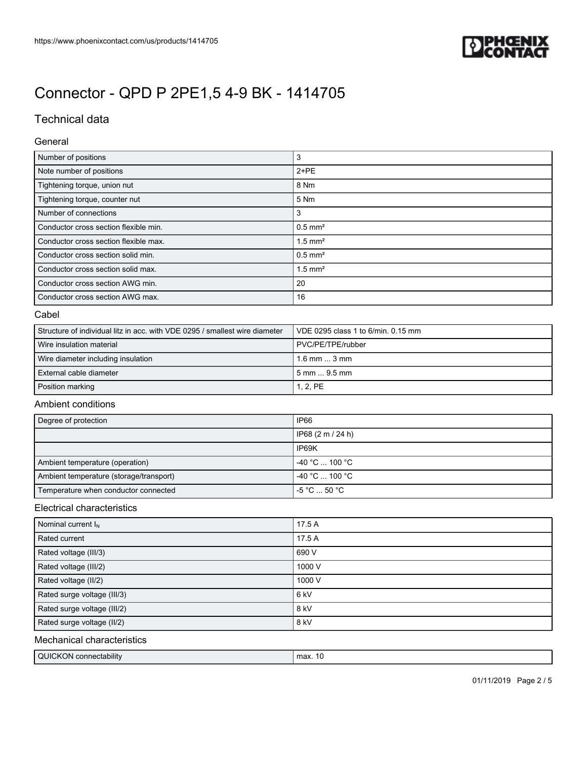# Connector - QPD P 2PE1,5 4-9 BK - 1414705

## Technical data

### General

| | |
|---|---|
| Number of positions | 3 |
| Note number of positions | 2+PE |
| Tightening torque, union nut | 8 Nm |
| Tightening torque, counter nut | 5 Nm |
| Number of connections | 3 |
| Conductor cross section flexible min. | 0.5 mm² |
| Conductor cross section flexible max. | 1.5 mm² |
| Conductor cross section solid min. | 0.5 mm² |
| Conductor cross section solid max. | 1.5 mm² |
| Conductor cross section AWG min. | 20 |
| Conductor cross section AWG max. | 16 |

### Cabel

| | |
|---|---|
| Structure of individual litz in acc. with VDE 0295 / smallest wire diameter | VDE 0295 class 1 to 6/min. 0.15 mm |
| Wire insulation material | PVC/PE/TPE/rubber |
| Wire diameter including insulation | 1.6 mm ... 3 mm |
| External cable diameter | 5 mm ... 9.5 mm |
| Position marking | 1, 2, PE |

### Ambient conditions

| | |
|---|---|
| Degree of protection | IP66 |
| | IP68 (2 m / 24 h) |
| | IP69K |
| Ambient temperature (operation) | -40 °C ... 100 °C |
| Ambient temperature (storage/transport) | -40 °C ... 100 °C |
| Temperature when conductor connected | -5 °C ... 50 °C |

### Electrical characteristics

| | |
|---|---|
| Nominal current $I_N$ | 17.5 A |
| Rated current | 17.5 A |
| Rated voltage (III/3) | 690 V |
| Rated voltage (III/2) | 1000 V |
| Rated voltage (II/2) | 1000 V |
| Rated surge voltage (III/3) | 6 kV |
| Rated surge voltage (III/2) | 8 kV |
| Rated surge voltage (II/2) | 8 kV |

### Mechanical characteristics

| | |
|---|---|
| QUICKON connectability | max. 10 |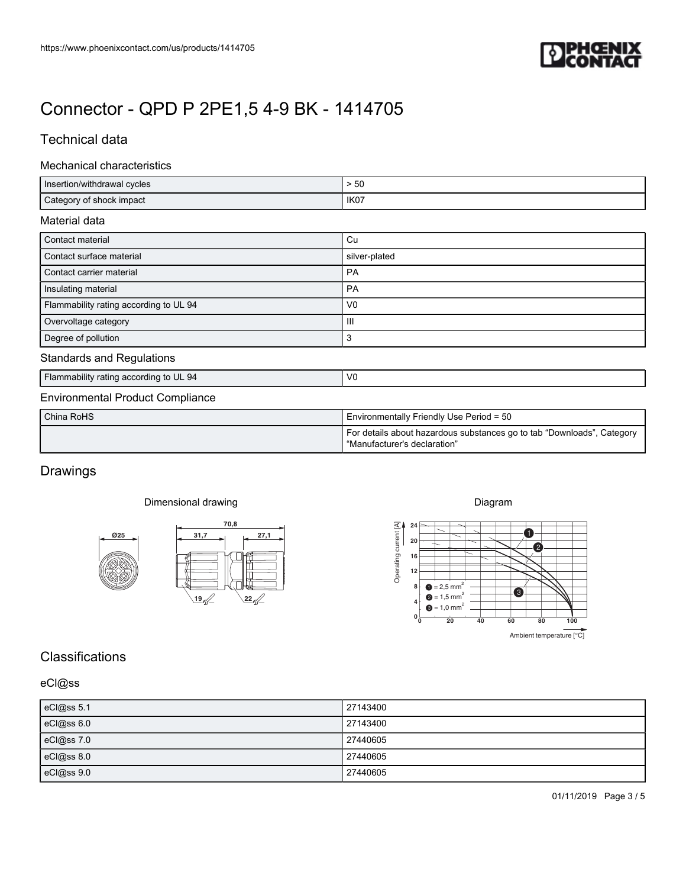# Connector - QPD P 2PE1,5 4-9 BK - 1414705

## Technical data

### Mechanical characteristics

| Insertion/withdrawal cycles | > 50 |
| --- | --- |
| Category of shock impact | IK07 |

### Material data

| Contact material | Cu |
| --- | --- |
| Contact surface material | silver-plated |
| Contact carrier material | PA |
| Insulating material | PA |
| Flammability rating according to UL 94 | V0 |
| Overvoltage category | III |
| Degree of pollution | 3 |

### Standards and Regulations

| Flammability rating according to UL 94 | V0 |
| --- | --- |

### Environmental Product Compliance

| China RoHS | Environmentally Friendly Use Period = 50 |
| --- | --- |
| | For details about hazardous substances go to tab “Downloads”, Category “Manufacturer's declaration” |

## Drawings

Dimensional drawing

Diagram

## Classifications

### eCl@ss

| eCl@ss 5.1 | 27143400 |
| --- | --- |
| eCl@ss 6.0 | 27143400 |
| eCl@ss 7.0 | 27440605 |
| eCl@ss 8.0 | 27440605 |
| eCl@ss 9.0 | 27440605 |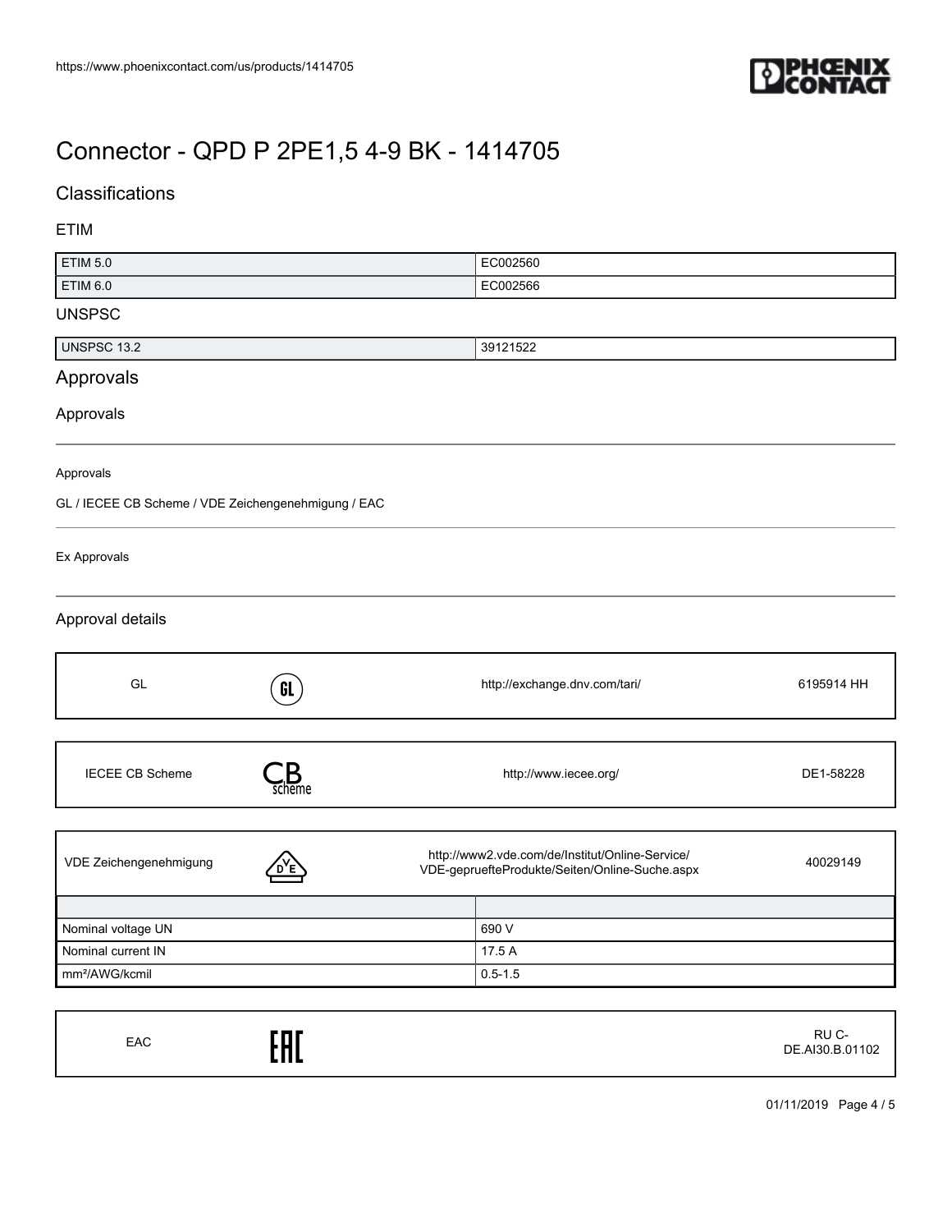# Connector - QPD P 2PE1,5 4-9 BK - 1414705

## Classifications

### ETIM

| ETIM 5.0 | EC002560 |
|---|---|
| ETIM 6.0 | EC002566 |

### UNSPSC

| UNSPSC 13.2 | 39121522 |
|---|---|

## Approvals

### Approvals

Approvals

GL / IECEE CB Scheme / VDE Zeichengenehmigung / EAC

Ex Approvals

### Approval details

| GL | http://exchange.dnv.com/tari/ | 6195914 HH |
|---|---|---|

| IECEE CB Scheme | http://www.iecee.org/ | DE1-58228 |
|---|---|---|

| VDE Zeichengenehmigung | http://www2.vde.com/de/Institut/Online-Service/VDE-gepruefteProdukte/Seiten/Online-Suche.aspx | 40029149 |
|---|---|---|

| | |
|---|---|
| Nominal voltage UN | 690 V |
| Nominal current IN | 17.5 A |
| mm²/AWG/kcmil | 0.5-1.5 |

| EAC | RU C-DE.AI30.B.01102 |
|---|---|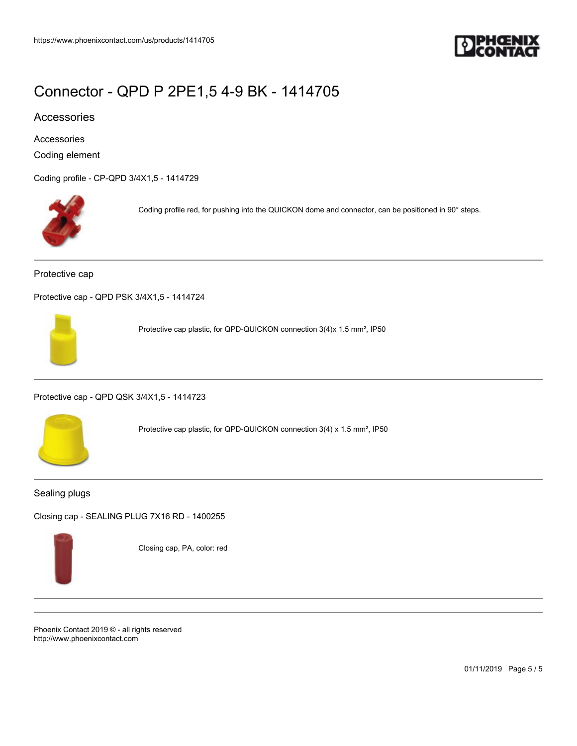# Connector - QPD P 2PE1,5 4-9 BK - 1414705

## Accessories

### Accessories

#### Coding element

Coding profile - CP-QPD 3/4X1,5 - 1414729

Coding profile red, for pushing into the QUICKON dome and connector, can be positioned in 90° steps.

---

#### Protective cap

Protective cap - QPD PSK 3/4X1,5 - 1414724

Protective cap plastic, for QPD-QUICKON connection 3(4)x 1.5 mm², IP50

---

Protective cap - QPD QSK 3/4X1,5 - 1414723

Protective cap plastic, for QPD-QUICKON connection 3(4) x 1.5 mm², IP50

---

#### Sealing plugs

Closing cap - SEALING PLUG 7X16 RD - 1400255

Closing cap, PA, color: red

---

Phoenix Contact 2019 © - all rights reserved
http://www.phoenixcontact.com